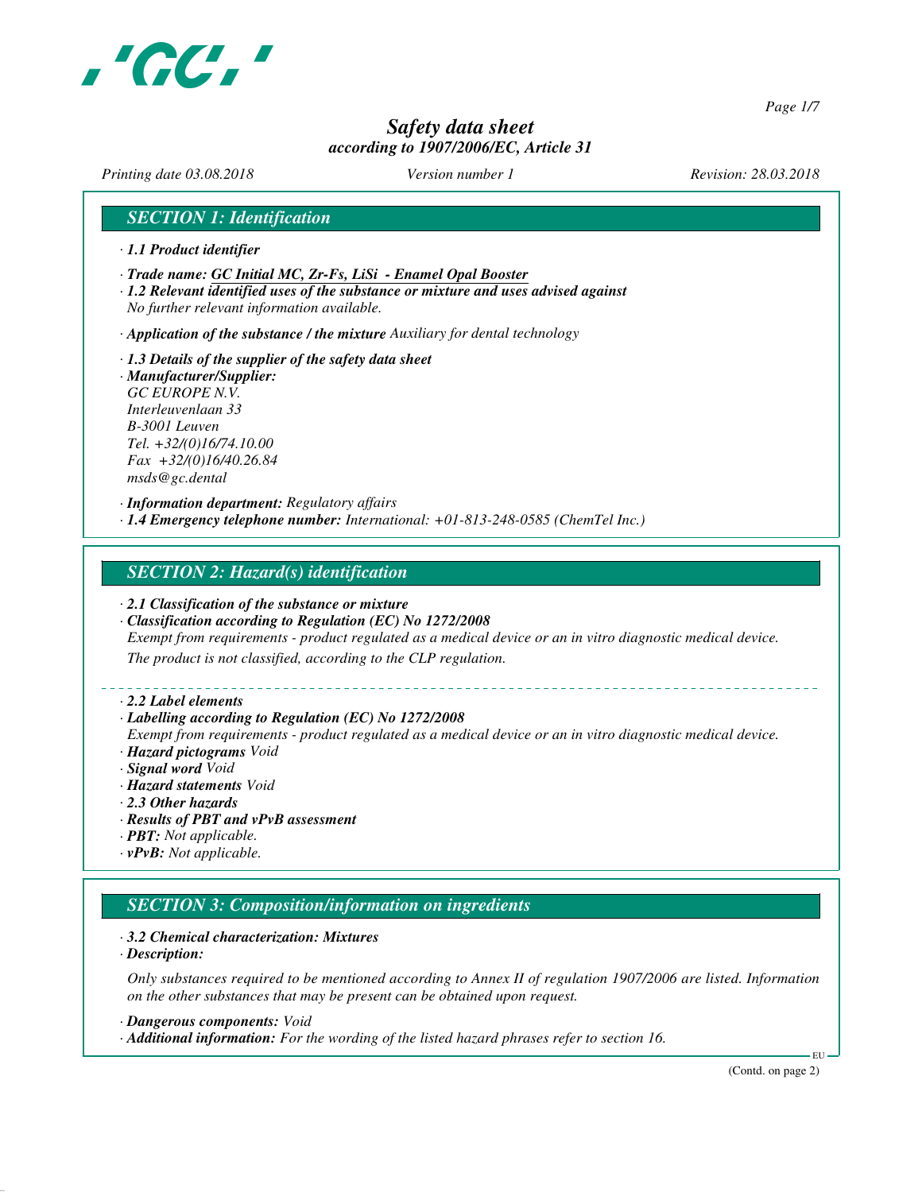# Safety data sheet

*according to 1907/2006/EC, Article 31*

*Printing date 03.08.2018* *Version number 1* *Revision: 28.03.2018*

## SECTION 1: Identification

· **1.1 Product identifier**

· **Trade name: GC Initial MC, Zr-Fs, LiSi - Enamel Opal Booster**

· **1.2 Relevant identified uses of the substance or mixture and uses advised against**
No further relevant information available.

· **Application of the substance / the mixture** Auxiliary for dental technology

· **1.3 Details of the supplier of the safety data sheet**

· **Manufacturer/Supplier:**
GC EUROPE N.V.
Interleuvenlaan 33
B-3001 Leuven
Tel. +32/(0)16/74.10.00
Fax +32/(0)16/40.26.84
msds@gc.dental

· **Information department:** Regulatory affairs

· **1.4 Emergency telephone number:** International: +01-813-248-0585 (ChemTel Inc.)

## SECTION 2: Hazard(s) identification

· **2.1 Classification of the substance or mixture**

· **Classification according to Regulation (EC) No 1272/2008**
Exempt from requirements - product regulated as a medical device or an in vitro diagnostic medical device.
The product is not classified, according to the CLP regulation.

· **2.2 Label elements**

· **Labelling according to Regulation (EC) No 1272/2008**
Exempt from requirements - product regulated as a medical device or an in vitro diagnostic medical device.

· **Hazard pictograms** Void

· **Signal word** Void

· **Hazard statements** Void

· **2.3 Other hazards**

· **Results of PBT and vPvB assessment**

· **PBT:** Not applicable.

· **vPvB:** Not applicable.

## SECTION 3: Composition/information on ingredients

· **3.2 Chemical characterization: Mixtures**

· **Description:**

Only substances required to be mentioned according to Annex II of regulation 1907/2006 are listed. Information on the other substances that may be present can be obtained upon request.

· **Dangerous components:** Void

· **Additional information:** For the wording of the listed hazard phrases refer to section 16.

(Contd. on page 2)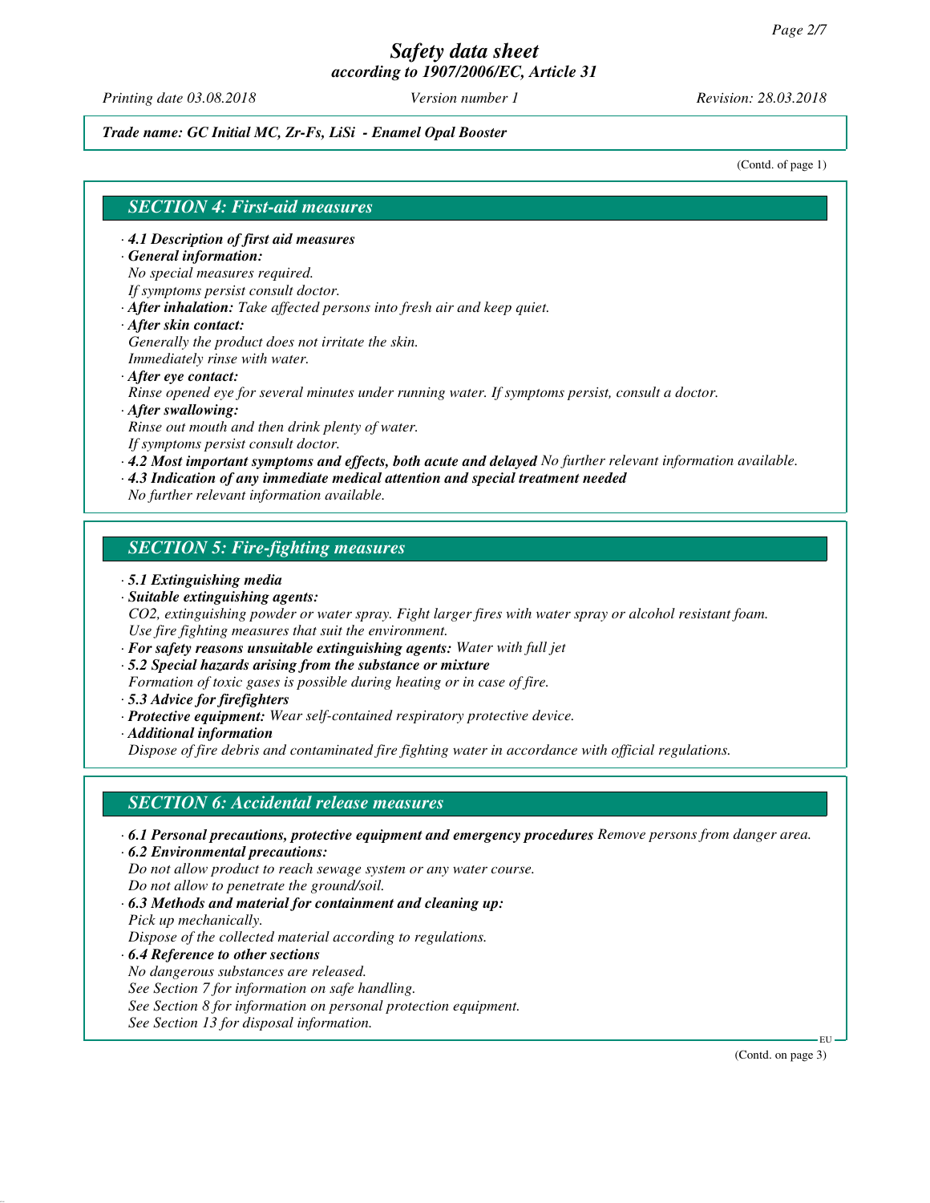*Trade name: GC Initial MC, Zr-Fs, LiSi - Enamel Opal Booster*

(Contd. of page 1)

## SECTION 4: First-aid measures

- **4.1 Description of first aid measures**
- **General information:**
  No special measures required.
  If symptoms persist consult doctor.
- **After inhalation:** Take affected persons into fresh air and keep quiet.
- **After skin contact:**
  Generally the product does not irritate the skin.
  Immediately rinse with water.
- **After eye contact:**
  Rinse opened eye for several minutes under running water. If symptoms persist, consult a doctor.
- **After swallowing:**
  Rinse out mouth and then drink plenty of water.
  If symptoms persist consult doctor.
- **4.2 Most important symptoms and effects, both acute and delayed** No further relevant information available.
- **4.3 Indication of any immediate medical attention and special treatment needed**
  No further relevant information available.

## SECTION 5: Fire-fighting measures

- **5.1 Extinguishing media**
- **Suitable extinguishing agents:**
  $CO_2$, extinguishing powder or water spray. Fight larger fires with water spray or alcohol resistant foam.
  Use fire fighting measures that suit the environment.
- **For safety reasons unsuitable extinguishing agents:** Water with full jet
- **5.2 Special hazards arising from the substance or mixture**
  Formation of toxic gases is possible during heating or in case of fire.
- **5.3 Advice for firefighters**
- **Protective equipment:** Wear self-contained respiratory protective device.
- **Additional information**
  Dispose of fire debris and contaminated fire fighting water in accordance with official regulations.

## SECTION 6: Accidental release measures

- **6.1 Personal precautions, protective equipment and emergency procedures** Remove persons from danger area.
- **6.2 Environmental precautions:**
  Do not allow product to reach sewage system or any water course.
  Do not allow to penetrate the ground/soil.
- **6.3 Methods and material for containment and cleaning up:**
  Pick up mechanically.
  Dispose of the collected material according to regulations.
- **6.4 Reference to other sections**
  No dangerous substances are released.
  See Section 7 for information on safe handling.
  See Section 8 for information on personal protection equipment.
  See Section 13 for disposal information.

(Contd. on page 3)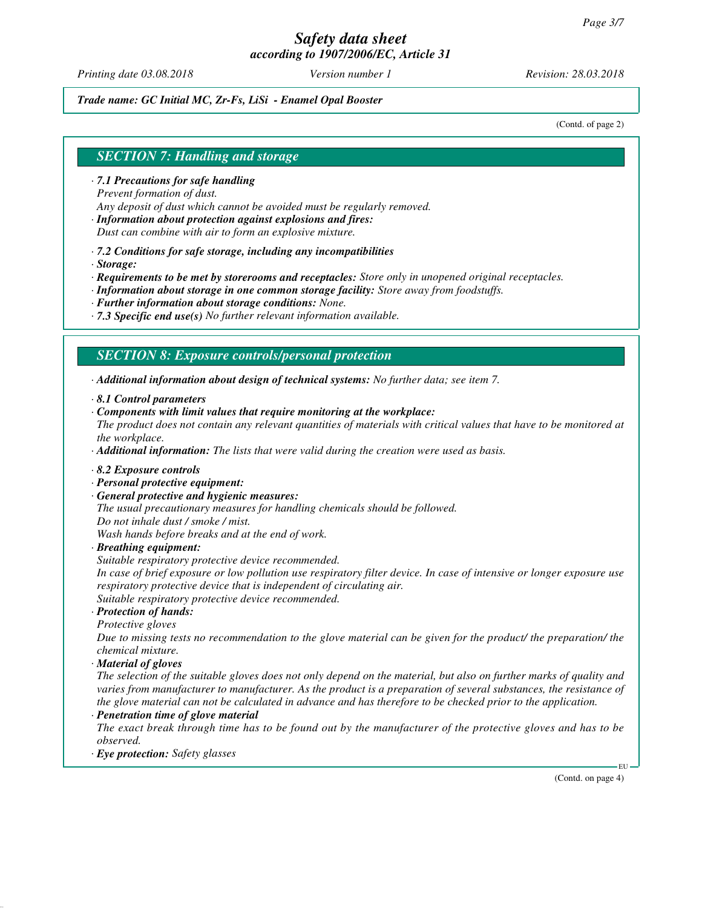*Trade name: GC Initial MC, Zr-Fs, LiSi - Enamel Opal Booster*

(Contd. of page 2)

## SECTION 7: Handling and storage

· **7.1 Precautions for safe handling**
Prevent formation of dust.
Any deposit of dust which cannot be avoided must be regularly removed.
· **Information about protection against explosions and fires:**
Dust can combine with air to form an explosive mixture.

· **7.2 Conditions for safe storage, including any incompatibilities**
· **Storage:**
· **Requirements to be met by storerooms and receptacles:** Store only in unopened original receptacles.
· **Information about storage in one common storage facility:** Store away from foodstuffs.
· **Further information about storage conditions:** None.
· **7.3 Specific end use(s)** No further relevant information available.

## SECTION 8: Exposure controls/personal protection

· **Additional information about design of technical systems:** No further data; see item 7.

· **8.1 Control parameters**
· **Components with limit values that require monitoring at the workplace:**
The product does not contain any relevant quantities of materials with critical values that have to be monitored at the workplace.
· **Additional information:** The lists that were valid during the creation were used as basis.

· **8.2 Exposure controls**
· **Personal protective equipment:**
· **General protective and hygienic measures:**
The usual precautionary measures for handling chemicals should be followed.
Do not inhale dust / smoke / mist.
Wash hands before breaks and at the end of work.
· **Breathing equipment:**
Suitable respiratory protective device recommended.
In case of brief exposure or low pollution use respiratory filter device. In case of intensive or longer exposure use respiratory protective device that is independent of circulating air.
Suitable respiratory protective device recommended.
· **Protection of hands:**
Protective gloves
Due to missing tests no recommendation to the glove material can be given for the product/ the preparation/ the chemical mixture.
· **Material of gloves**
The selection of the suitable gloves does not only depend on the material, but also on further marks of quality and varies from manufacturer to manufacturer. As the product is a preparation of several substances, the resistance of the glove material can not be calculated in advance and has therefore to be checked prior to the application.
· **Penetration time of glove material**
The exact break through time has to be found out by the manufacturer of the protective gloves and has to be observed.
· **Eye protection:** Safety glasses

(Contd. on page 4)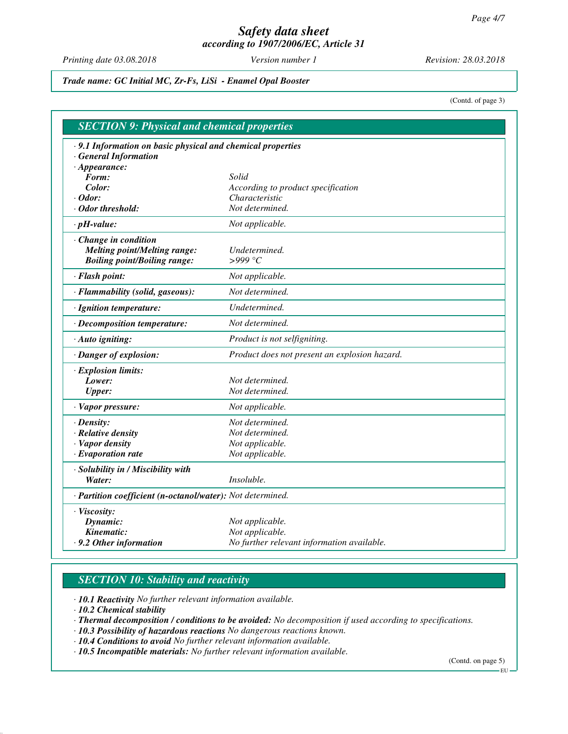*Trade name: GC Initial MC, Zr-Fs, LiSi - Enamel Opal Booster*

(Contd. of page 3)

## SECTION 9: Physical and chemical properties

· **9.1 Information on basic physical and chemical properties**
· **General Information**

| Property | Value |
|---|---|
| · **Appearance:** | |
| **Form:** | Solid |
| **Color:** | According to product specification |
| · **Odor:** | Characteristic |
| · **Odor threshold:** | Not determined. |
| · **pH-value:** | Not applicable. |
| · **Change in condition** | |
| **Melting point/Melting range:** | Undetermined. |
| **Boiling point/Boiling range:** | >999 °C |
| · **Flash point:** | Not applicable. |
| · **Flammability (solid, gaseous):** | Not determined. |
| · **Ignition temperature:** | Undetermined. |
| · **Decomposition temperature:** | Not determined. |
| · **Auto igniting:** | Product is not selfigniting. |
| · **Danger of explosion:** | Product does not present an explosion hazard. |
| · **Explosion limits:** | |
| **Lower:** | Not determined. |
| **Upper:** | Not determined. |
| · **Vapor pressure:** | Not applicable. |
| · **Density:** | Not determined. |
| · **Relative density** | Not determined. |
| · **Vapor density** | Not applicable. |
| · **Evaporation rate** | Not applicable. |
| · **Solubility in / Miscibility with** | |
| **Water:** | Insoluble. |
| · **Partition coefficient (n-octanol/water):** | Not determined. |
| · **Viscosity:** | |
| **Dynamic:** | Not applicable. |
| **Kinematic:** | Not applicable. |
| · **9.2 Other information** | No further relevant information available. |

## SECTION 10: Stability and reactivity

· **10.1 Reactivity** No further relevant information available.
· **10.2 Chemical stability**
· **Thermal decomposition / conditions to be avoided:** No decomposition if used according to specifications.
· **10.3 Possibility of hazardous reactions** No dangerous reactions known.
· **10.4 Conditions to avoid** No further relevant information available.
· **10.5 Incompatible materials:** No further relevant information available.

(Contd. on page 5)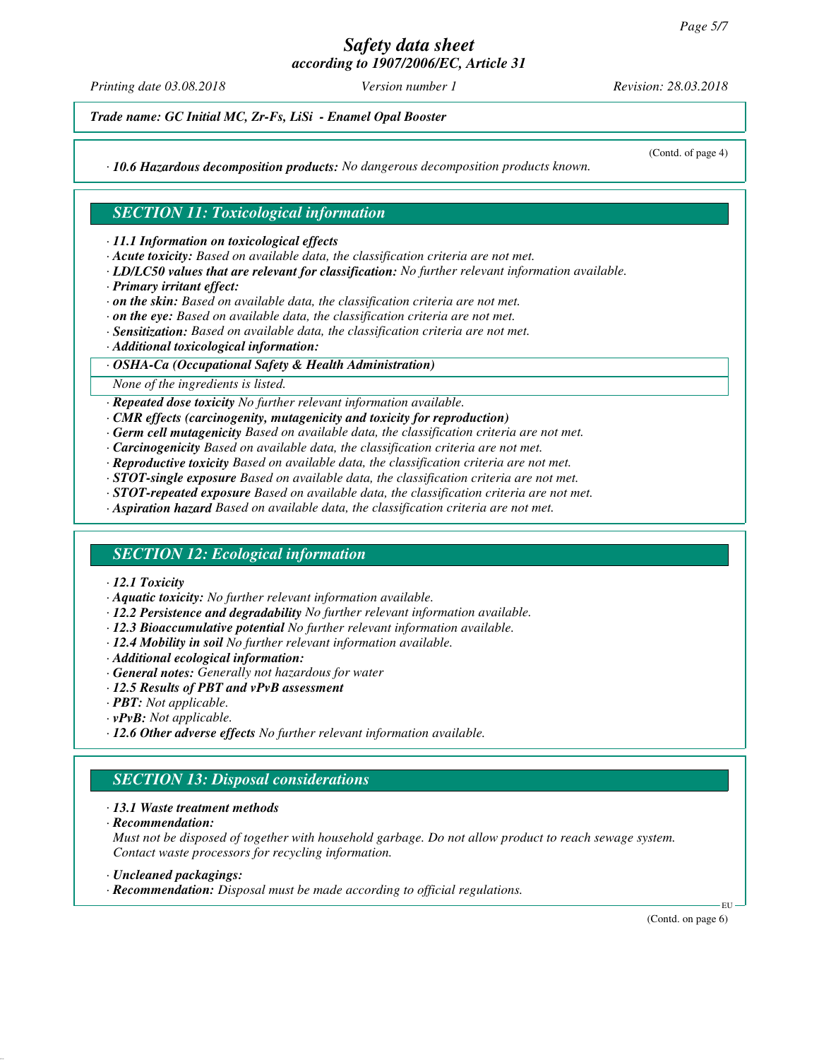*Trade name: GC Initial MC, Zr-Fs, LiSi - Enamel Opal Booster*

(Contd. of page 4)

· ***10.6 Hazardous decomposition products:*** *No dangerous decomposition products known.*

## *SECTION 11: Toxicological information*

· ***11.1 Information on toxicological effects***
· ***Acute toxicity:*** *Based on available data, the classification criteria are not met.*
· ***LD/LC50 values that are relevant for classification:*** *No further relevant information available.*
· ***Primary irritant effect:***
· ***on the skin:*** *Based on available data, the classification criteria are not met.*
· ***on the eye:*** *Based on available data, the classification criteria are not met.*
· ***Sensitization:*** *Based on available data, the classification criteria are not met.*
· ***Additional toxicological information:***

· ***OSHA-Ca (Occupational Safety & Health Administration)***

*None of the ingredients is listed.*

· ***Repeated dose toxicity*** *No further relevant information available.*
· ***CMR effects (carcinogenity, mutagenicity and toxicity for reproduction)***
· ***Germ cell mutagenicity*** *Based on available data, the classification criteria are not met.*
· ***Carcinogenicity*** *Based on available data, the classification criteria are not met.*
· ***Reproductive toxicity*** *Based on available data, the classification criteria are not met.*
· ***STOT-single exposure*** *Based on available data, the classification criteria are not met.*
· ***STOT-repeated exposure*** *Based on available data, the classification criteria are not met.*
· ***Aspiration hazard*** *Based on available data, the classification criteria are not met.*

## *SECTION 12: Ecological information*

· ***12.1 Toxicity***
· ***Aquatic toxicity:*** *No further relevant information available.*
· ***12.2 Persistence and degradability*** *No further relevant information available.*
· ***12.3 Bioaccumulative potential*** *No further relevant information available.*
· ***12.4 Mobility in soil*** *No further relevant information available.*
· ***Additional ecological information:***
· ***General notes:*** *Generally not hazardous for water*
· ***12.5 Results of PBT and vPvB assessment***
· ***PBT:*** *Not applicable.*
· ***vPvB:*** *Not applicable.*
· ***12.6 Other adverse effects*** *No further relevant information available.*

## *SECTION 13: Disposal considerations*

· ***13.1 Waste treatment methods***
· ***Recommendation:***
*Must not be disposed of together with household garbage. Do not allow product to reach sewage system. Contact waste processors for recycling information.*

· ***Uncleaned packagings:***
· ***Recommendation:*** *Disposal must be made according to official regulations.*

(Contd. on page 6)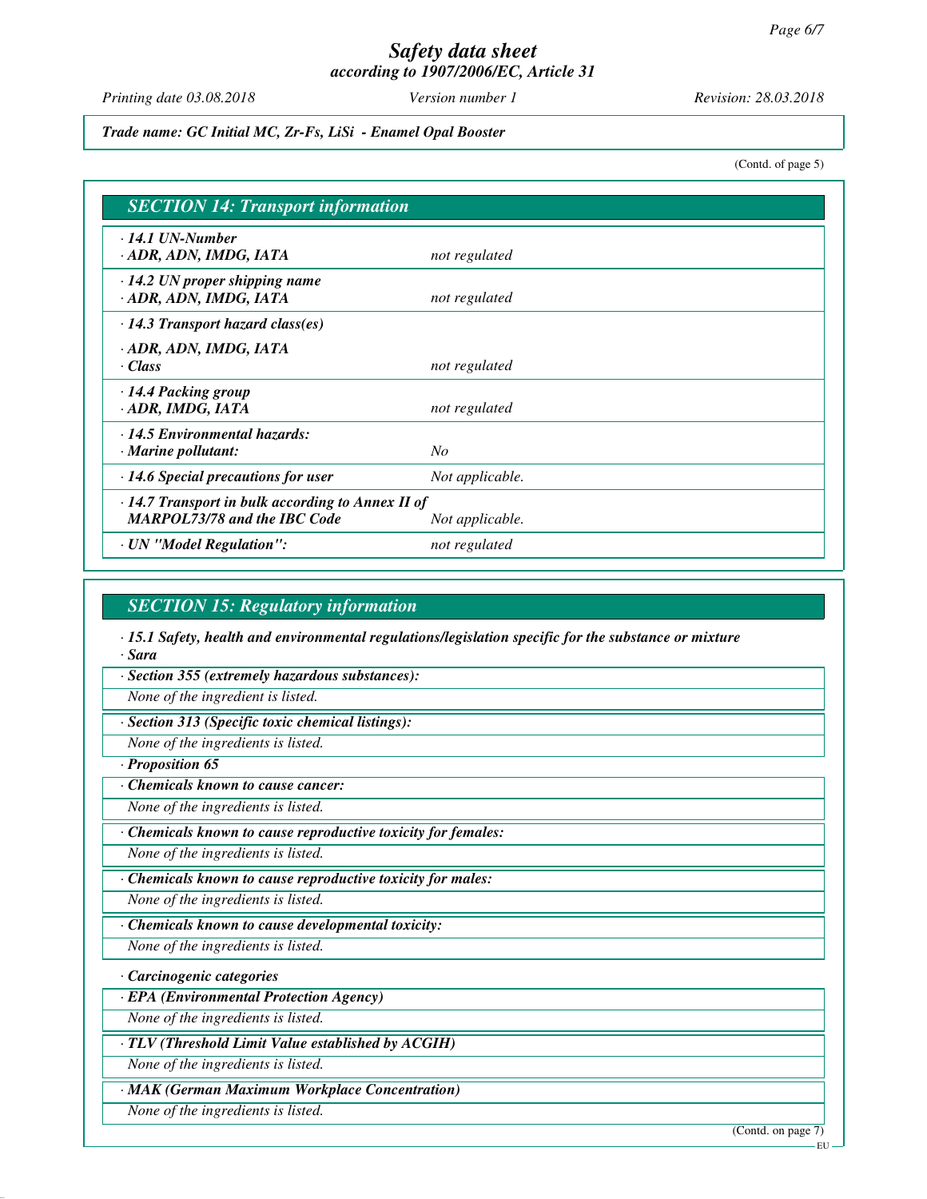*Trade name: GC Initial MC, Zr-Fs, LiSi - Enamel Opal Booster*

(Contd. of page 5)

## SECTION 14: Transport information

| | |
|---|---|
| · **14.1 UN-Number**<br>· **ADR, ADN, IMDG, IATA** | not regulated |
| · **14.2 UN proper shipping name**<br>· **ADR, ADN, IMDG, IATA** | not regulated |
| · **14.3 Transport hazard class(es)**<br>· **ADR, ADN, IMDG, IATA**<br>· **Class** | not regulated |
| · **14.4 Packing group**<br>· **ADR, IMDG, IATA** | not regulated |
| · **14.5 Environmental hazards:**<br>· **Marine pollutant:** | No |
| · **14.6 Special precautions for user** | Not applicable. |
| · **14.7 Transport in bulk according to Annex II of MARPOL73/78 and the IBC Code** | Not applicable. |
| · **UN "Model Regulation":** | not regulated |

## SECTION 15: Regulatory information

· **15.1 Safety, health and environmental regulations/legislation specific for the substance or mixture**

· **Sara**

· **Section 355 (extremely hazardous substances):**

None of the ingredient is listed.

· **Section 313 (Specific toxic chemical listings):**

None of the ingredients is listed.

· **Proposition 65**

· **Chemicals known to cause cancer:**

None of the ingredients is listed.

· **Chemicals known to cause reproductive toxicity for females:**

None of the ingredients is listed.

· **Chemicals known to cause reproductive toxicity for males:**

None of the ingredients is listed.

· **Chemicals known to cause developmental toxicity:**

None of the ingredients is listed.

· **Carcinogenic categories**

· **EPA (Environmental Protection Agency)**

None of the ingredients is listed.

· **TLV (Threshold Limit Value established by ACGIH)**

None of the ingredients is listed.

· **MAK (German Maximum Workplace Concentration)**

None of the ingredients is listed.

(Contd. on page 7)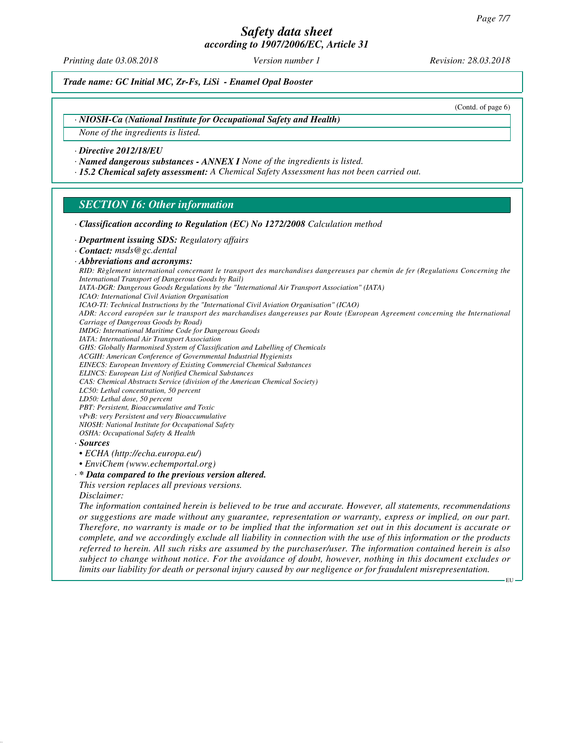(Contd. of page 6)

· **NIOSH-Ca (National Institute for Occupational Safety and Health)**

*None of the ingredients is listed.*

· **Directive 2012/18/EU**

· **Named dangerous substances - ANNEX I** *None of the ingredients is listed.*

· **15.2 Chemical safety assessment:** *A Chemical Safety Assessment has not been carried out.*

## SECTION 16: Other information

· **Classification according to Regulation (EC) No 1272/2008** *Calculation method*

· **Department issuing SDS:** *Regulatory affairs*

· **Contact:** *msds@gc.dental*

· **Abbreviations and acronyms:**

*RID: Règlement international concernant le transport des marchandises dangereuses par chemin de fer (Regulations Concerning the International Transport of Dangerous Goods by Rail)*
*IATA-DGR: Dangerous Goods Regulations by the "International Air Transport Association" (IATA)*
*ICAO: International Civil Aviation Organisation*
*ICAO-TI: Technical Instructions by the "International Civil Aviation Organisation" (ICAO)*
*ADR: Accord européen sur le transport des marchandises dangereuses par Route (European Agreement concerning the International Carriage of Dangerous Goods by Road)*
*IMDG: International Maritime Code for Dangerous Goods*
*IATA: International Air Transport Association*
*GHS: Globally Harmonised System of Classification and Labelling of Chemicals*
*ACGIH: American Conference of Governmental Industrial Hygienists*
*EINECS: European Inventory of Existing Commercial Chemical Substances*
*ELINCS: European List of Notified Chemical Substances*
*CAS: Chemical Abstracts Service (division of the American Chemical Society)*
*LC50: Lethal concentration, 50 percent*
*LD50: Lethal dose, 50 percent*
*PBT: Persistent, Bioaccumulative and Toxic*
*vPvB: very Persistent and very Bioaccumulative*
*NIOSH: National Institute for Occupational Safety*
*OSHA: Occupational Safety & Health*

· **Sources**

- *ECHA (http://echa.europa.eu/)*
- *EnviChem (www.echemportal.org)*

· **\* Data compared to the previous version altered.**

*This version replaces all previous versions.*

*Disclaimer:*

*The information contained herein is believed to be true and accurate. However, all statements, recommendations or suggestions are made without any guarantee, representation or warranty, express or implied, on our part. Therefore, no warranty is made or to be implied that the information set out in this document is accurate or complete, and we accordingly exclude all liability in connection with the use of this information or the products referred to herein. All such risks are assumed by the purchaser/user. The information contained herein is also subject to change without notice. For the avoidance of doubt, however, nothing in this document excludes or limits our liability for death or personal injury caused by our negligence or for fraudulent misrepresentation.*

EU